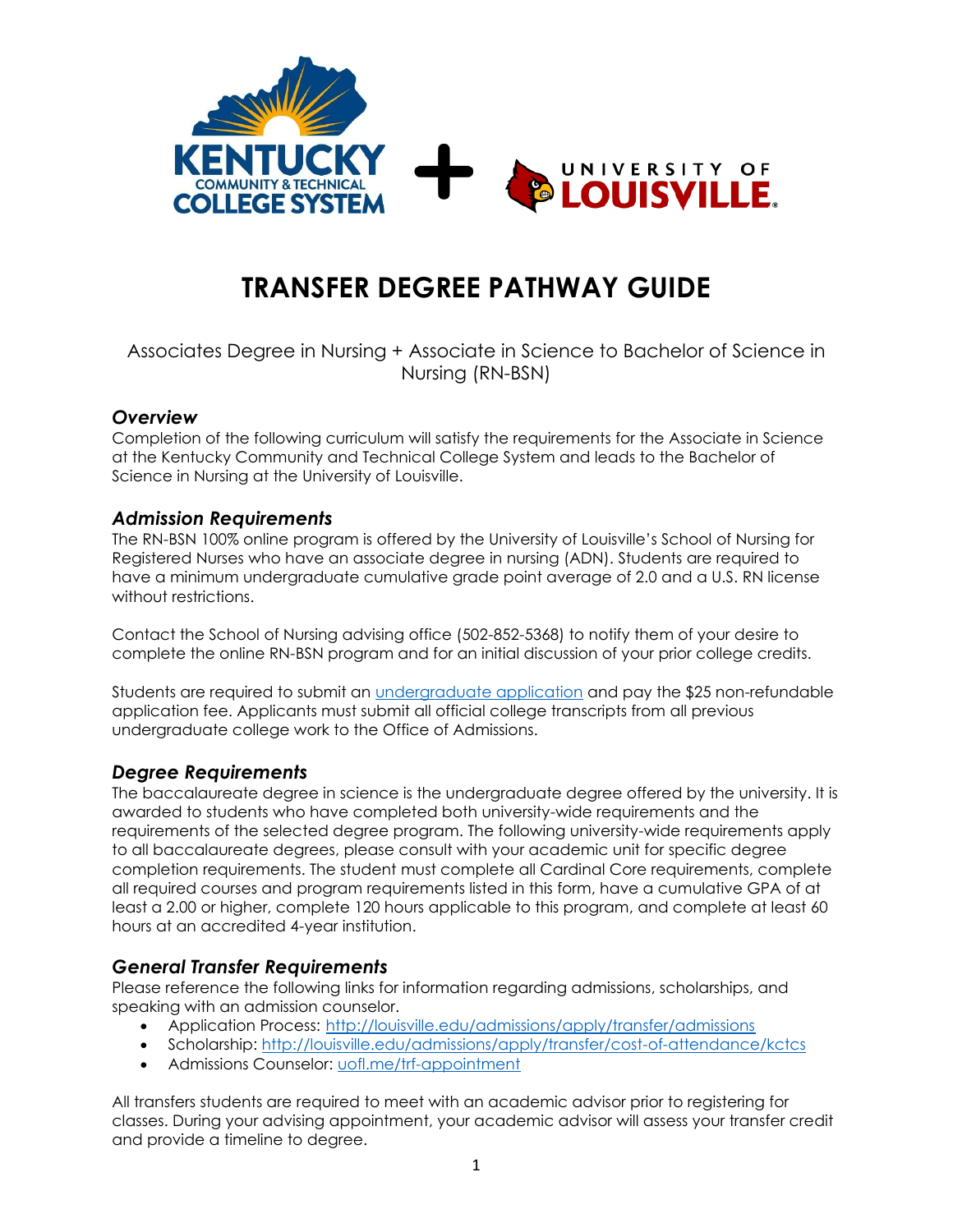# TRANSFER DEGREE PATHWAY GUIDE

Associates Degree in Nursing + Associate in Science to Bachelor of Science in Nursing (RN-BSN)

### *Overview*

Completion of the following curriculum will satisfy the requirements for the Associate in Science at the Kentucky Community and Technical College System and leads to the Bachelor of Science in Nursing at the University of Louisville.

### *Admission Requirements*

The RN-BSN 100% online program is offered by the University of Louisville's School of Nursing for Registered Nurses who have an associate degree in nursing (ADN). Students are required to have a minimum undergraduate cumulative grade point average of 2.0 and a U.S. RN license without restrictions.

Contact the School of Nursing advising office (502-852-5368) to notify them of your desire to complete the online RN-BSN program and for an initial discussion of your prior college credits.

Students are required to submit an undergraduate application and pay the $25 non-refundable application fee. Applicants must submit all official college transcripts from all previous undergraduate college work to the Office of Admissions.

### *Degree Requirements*

The baccalaureate degree in science is the undergraduate degree offered by the university. It is awarded to students who have completed both university-wide requirements and the requirements of the selected degree program. The following university-wide requirements apply to all baccalaureate degrees, please consult with your academic unit for specific degree completion requirements. The student must complete all Cardinal Core requirements, complete all required courses and program requirements listed in this form, have a cumulative GPA of at least a 2.00 or higher, complete 120 hours applicable to this program, and complete at least 60 hours at an accredited 4-year institution.

### *General Transfer Requirements*

Please reference the following links for information regarding admissions, scholarships, and speaking with an admission counselor.

- Application Process: http://louisville.edu/admissions/apply/transfer/admissions
- Scholarship: http://louisville.edu/admissions/apply/transfer/cost-of-attendance/kctcs
- Admissions Counselor: uofl.me/trf-appointment

All transfers students are required to meet with an academic advisor prior to registering for classes. During your advising appointment, your academic advisor will assess your transfer credit and provide a timeline to degree.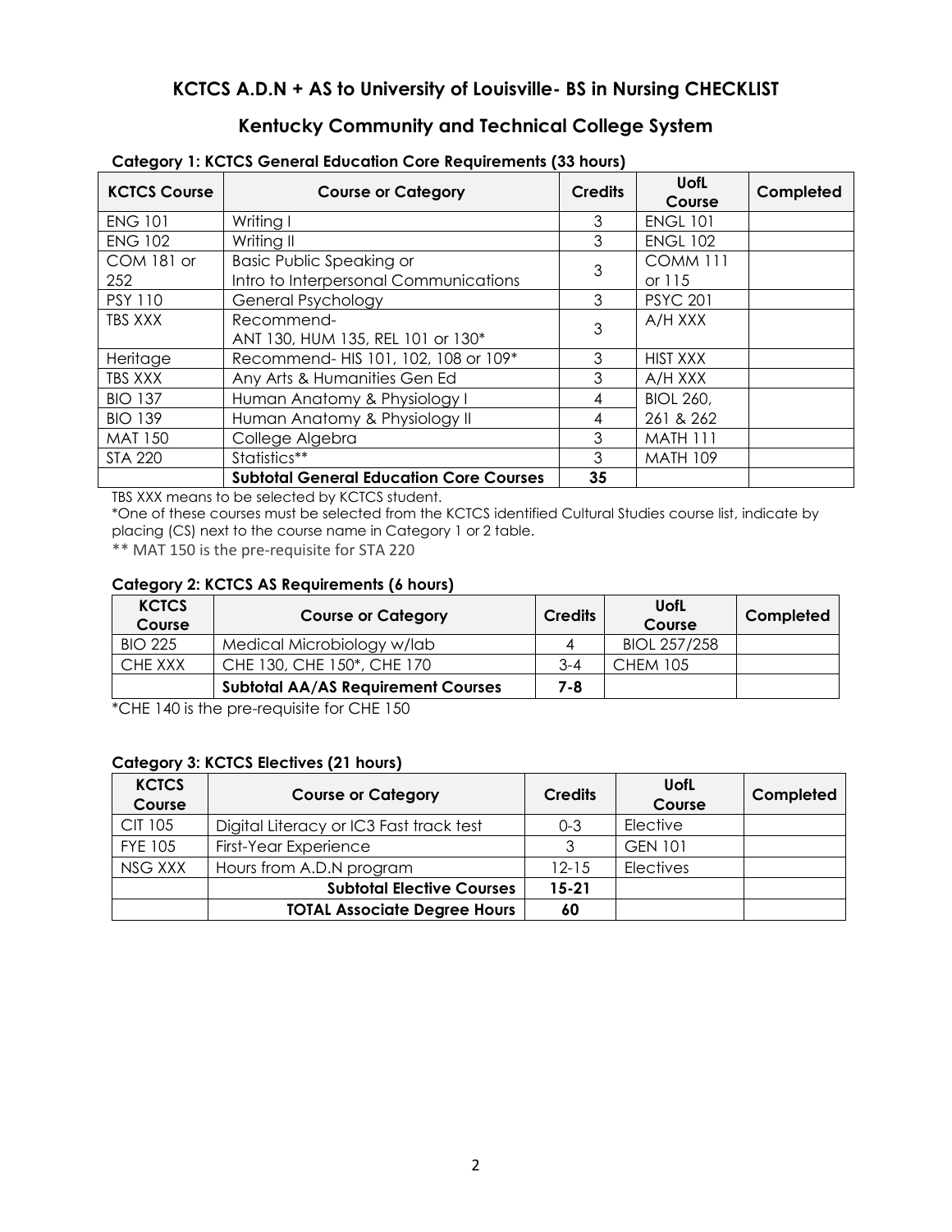# KCTCS A.D.N + AS to University of Louisville- BS in Nursing CHECKLIST

## Kentucky Community and Technical College System

**Category 1: KCTCS General Education Core Requirements (33 hours)**

| KCTCS Course | Course or Category | Credits | UofL Course | Completed |
|---|---|---|---|---|
| ENG 101 | Writing I | 3 | ENGL 101 | |
| ENG 102 | Writing II | 3 | ENGL 102 | |
| COM 181 or 252 | Basic Public Speaking or Intro to Interpersonal Communications | 3 | COMM 111 or 115 | |
| PSY 110 | General Psychology | 3 | PSYC 201 | |
| TBS XXX | Recommend- ANT 130, HUM 135, REL 101 or 130* | 3 | A/H XXX | |
| Heritage | Recommend- HIS 101, 102, 108 or 109* | 3 | HIST XXX | |
| TBS XXX | Any Arts & Humanities Gen Ed | 3 | A/H XXX | |
| BIO 137 | Human Anatomy & Physiology I | 4 | BIOL 260, 261 & 262 | |
| BIO 139 | Human Anatomy & Physiology II | 4 | | |
| MAT 150 | College Algebra | 3 | MATH 111 | |
| STA 220 | Statistics** | 3 | MATH 109 | |
| | **Subtotal General Education Core Courses** | **35** | | |

TBS XXX means to be selected by KCTCS student.

*One of these courses must be selected from the KCTCS identified Cultural Studies course list, indicate by placing (CS) next to the course name in Category 1 or 2 table.

** MAT 150 is the pre-requisite for STA 220

**Category 2: KCTCS AS Requirements (6 hours)**

| KCTCS Course | Course or Category | Credits | UofL Course | Completed |
|---|---|---|---|---|
| BIO 225 | Medical Microbiology w/lab | 4 | BIOL 257/258 | |
| CHE XXX | CHE 130, CHE 150*, CHE 170 | 3-4 | CHEM 105 | |
| | **Subtotal AA/AS Requirement Courses** | **7-8** | | |

*CHE 140 is the pre-requisite for CHE 150

**Category 3: KCTCS Electives (21 hours)**

| KCTCS Course | Course or Category | Credits | UofL Course | Completed |
|---|---|---|---|---|
| CIT 105 | Digital Literacy or IC3 Fast track test | 0-3 | Elective | |
| FYE 105 | First-Year Experience | 3 | GEN 101 | |
| NSG XXX | Hours from A.D.N program | 12-15 | Electives | |
| | **Subtotal Elective Courses** | **15-21** | | |
| | **TOTAL Associate Degree Hours** | **60** | | |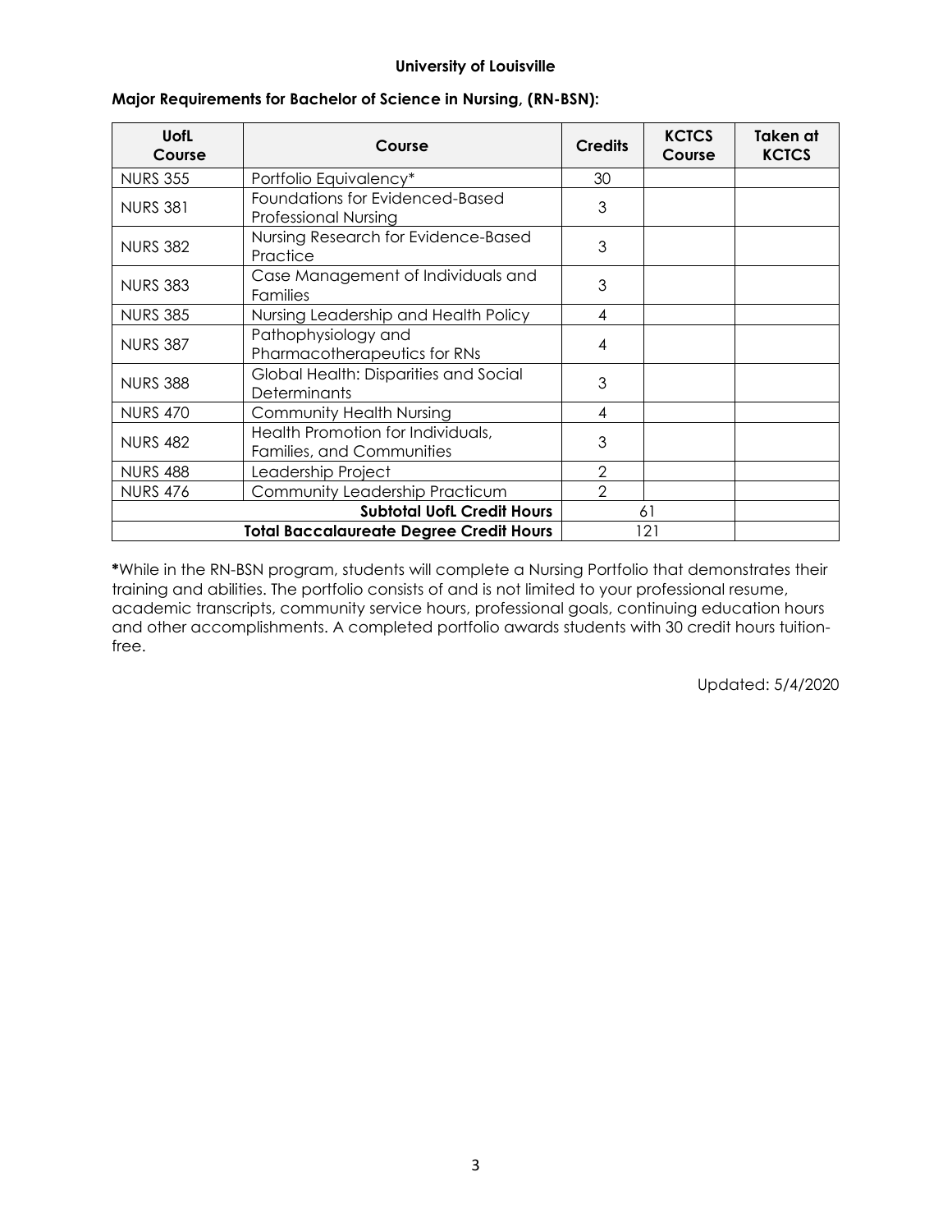**University of Louisville**

**Major Requirements for Bachelor of Science in Nursing, (RN-BSN):**

| UofL Course | Course | Credits | KCTCS Course | Taken at KCTCS |
|---|---|---|---|---|
| NURS 355 | Portfolio Equivalency* | 30 | | |
| NURS 381 | Foundations for Evidenced-Based Professional Nursing | 3 | | |
| NURS 382 | Nursing Research for Evidence-Based Practice | 3 | | |
| NURS 383 | Case Management of Individuals and Families | 3 | | |
| NURS 385 | Nursing Leadership and Health Policy | 4 | | |
| NURS 387 | Pathophysiology and Pharmacotherapeutics for RNs | 4 | | |
| NURS 388 | Global Health: Disparities and Social Determinants | 3 | | |
| NURS 470 | Community Health Nursing | 4 | | |
| NURS 482 | Health Promotion for Individuals, Families, and Communities | 3 | | |
| NURS 488 | Leadership Project | 2 | | |
| NURS 476 | Community Leadership Practicum | 2 | | |
| | **Subtotal UofL Credit Hours** | 61 | | |
| | **Total Baccalaureate Degree Credit Hours** | 121 | | |

**\***While in the RN-BSN program, students will complete a Nursing Portfolio that demonstrates their training and abilities. The portfolio consists of and is not limited to your professional resume, academic transcripts, community service hours, professional goals, continuing education hours and other accomplishments. A completed portfolio awards students with 30 credit hours tuition-free.

Updated: 5/4/2020